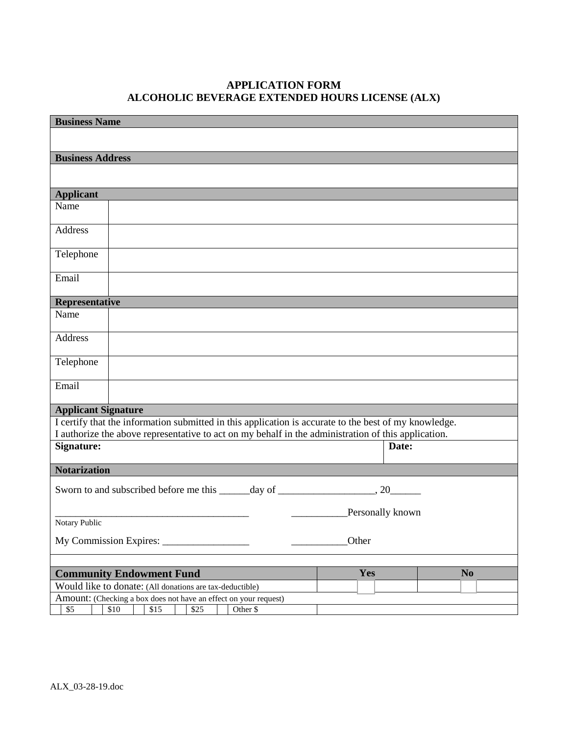# APPLICATION FORM
## ALCOHOLIC BEVERAGE EXTENDED HOURS LICENSE (ALX)

| **Business Name** | |
|---|---|
| | |
| **Business Address** | |
| | |
| **Applicant** | |
| Name | |
| Address | |
| Telephone | |
| Email | |
| **Representative** | |
| Name | |
| Address | |
| Telephone | |
| Email | |

**Applicant Signature**

I certify that the information submitted in this application is accurate to the best of my knowledge.
I authorize the above representative to act on my behalf in the administration of this application.

| **Signature:** | **Date:** |
|---|---|
| | |

**Notarization**

Sworn to and subscribed before me this ______day of ___________________, 20______

_______________________________________ ___________Personally known
Notary Public

My Commission Expires: _________________ ___________Other

| **Community Endowment Fund** | **Yes** | **No** |
|---|---|---|
| Would like to donate: (All donations are tax-deductible) | ☐ | ☐ |
| Amount: (Checking a box does not have an effect on your request) | | |
| ☐ $5 ☐ $10 ☐ $15 ☐ $25 ☐ Other $ | | |

ALX_03-28-19.doc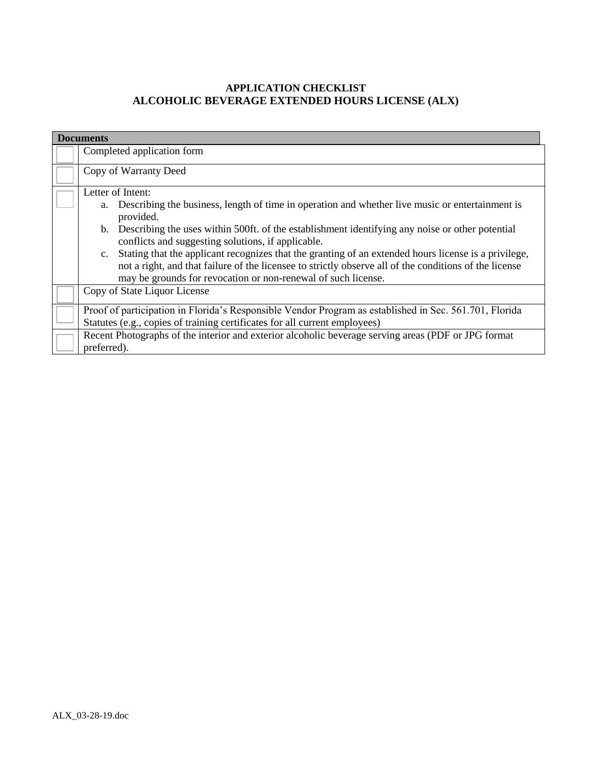**APPLICATION CHECKLIST**
**ALCOHOLIC BEVERAGE EXTENDED HOURS LICENSE (ALX)**

| | **Documents** |
|---|---|
| ☐ | Completed application form |
| ☐ | Copy of Warranty Deed |
| ☐ | Letter of Intent:<br>a. Describing the business, length of time in operation and whether live music or entertainment is provided.<br>b. Describing the uses within 500ft. of the establishment identifying any noise or other potential conflicts and suggesting solutions, if applicable.<br>c. Stating that the applicant recognizes that the granting of an extended hours license is a privilege, not a right, and that failure of the licensee to strictly observe all of the conditions of the license may be grounds for revocation or non-renewal of such license. |
| ☐ | Copy of State Liquor License |
| ☐ | Proof of participation in Florida's Responsible Vendor Program as established in Sec. 561.701, Florida Statutes (e.g., copies of training certificates for all current employees) |
| ☐ | Recent Photographs of the interior and exterior alcoholic beverage serving areas (PDF or JPG format preferred). |

ALX_03-28-19.doc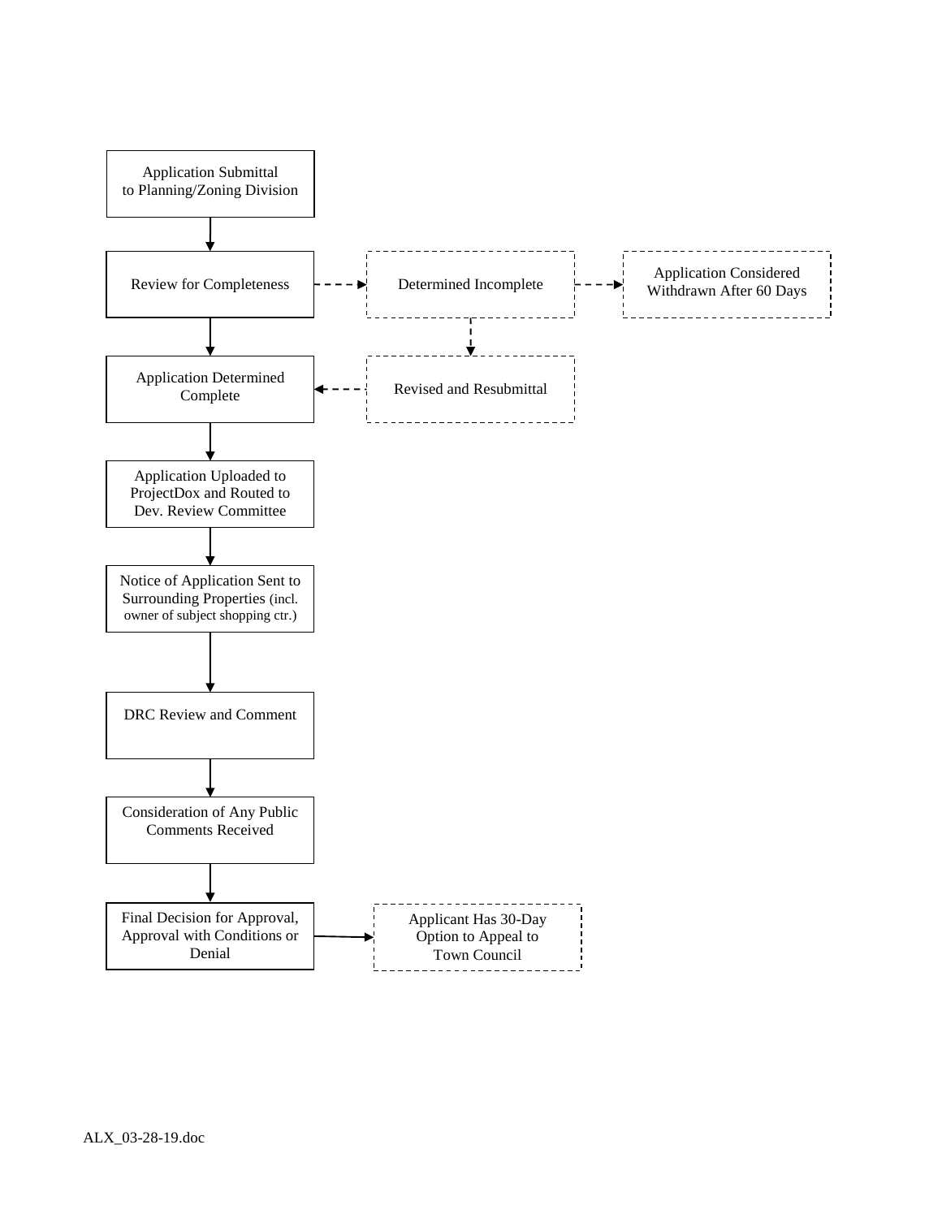Application Submittal to Planning/Zoning Division

Review for Completeness

Determined Incomplete

Application Considered Withdrawn After 60 Days

Application Determined Complete

Revised and Resubmittal

Application Uploaded to ProjectDox and Routed to Dev. Review Committee

Notice of Application Sent to Surrounding Properties (incl. owner of subject shopping ctr.)

DRC Review and Comment

Consideration of Any Public Comments Received

Final Decision for Approval, Approval with Conditions or Denial

Applicant Has 30-Day Option to Appeal to Town Council

ALX_03-28-19.doc